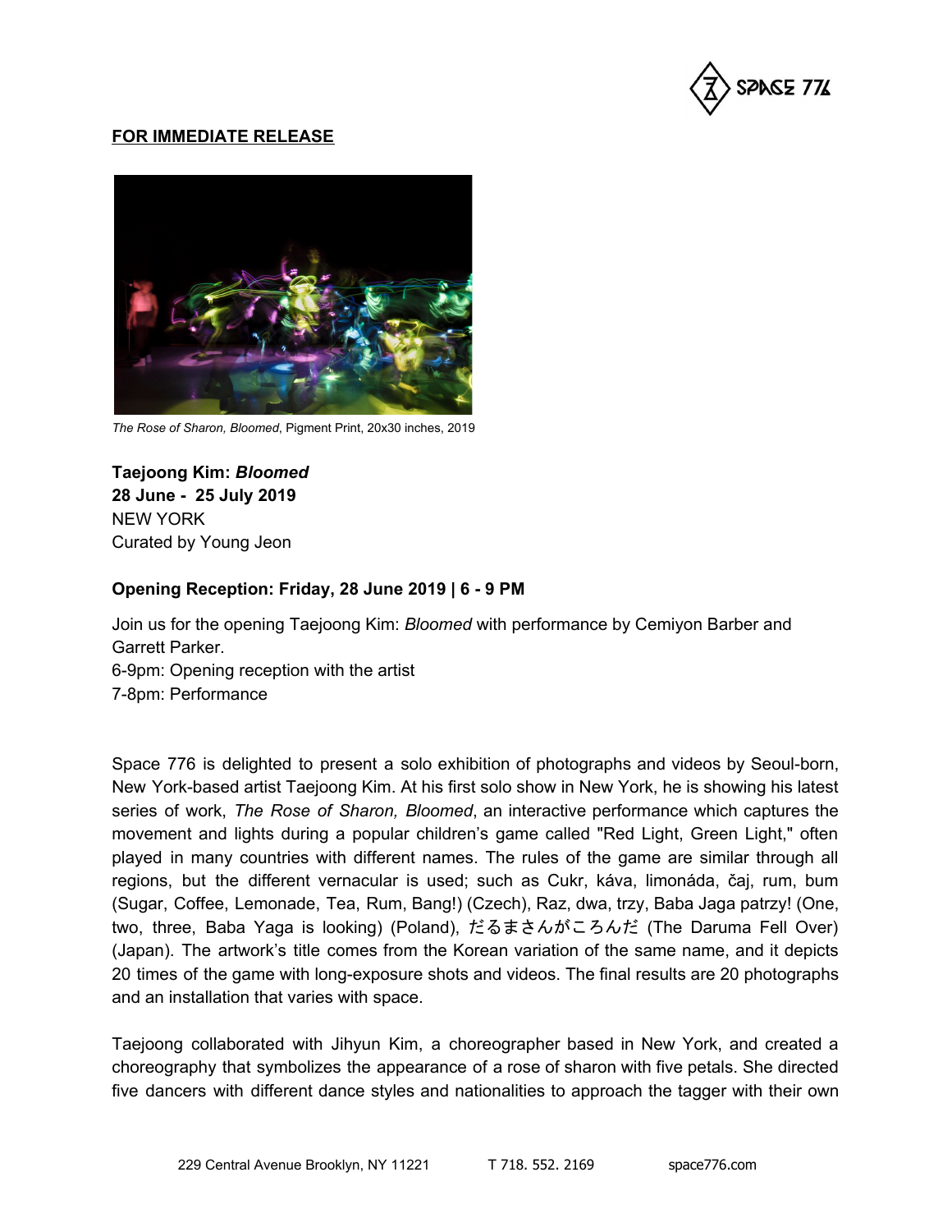**FOR IMMEDIATE RELEASE**

*The Rose of Sharon, Bloomed*, Pigment Print, 20x30 inches, 2019

**Taejoong Kim: *Bloomed***
**28 June - 25 July 2019**
NEW YORK
Curated by Young Jeon

**Opening Reception: Friday, 28 June 2019 | 6 - 9 PM**

Join us for the opening Taejoong Kim: *Bloomed* with performance by Cemiyon Barber and Garrett Parker.
6-9pm: Opening reception with the artist
7-8pm: Performance

Space 776 is delighted to present a solo exhibition of photographs and videos by Seoul-born, New York-based artist Taejoong Kim. At his first solo show in New York, he is showing his latest series of work, *The Rose of Sharon, Bloomed*, an interactive performance which captures the movement and lights during a popular children's game called "Red Light, Green Light," often played in many countries with different names. The rules of the game are similar through all regions, but the different vernacular is used; such as Cukr, káva, limonáda, čaj, rum, bum (Sugar, Coffee, Lemonade, Tea, Rum, Bang!) (Czech), Raz, dwa, trzy, Baba Jaga patrzy! (One, two, three, Baba Yaga is looking) (Poland), *だるまさんがころんだ* (The Daruma Fell Over) (Japan). The artwork's title comes from the Korean variation of the same name, and it depicts 20 times of the game with long-exposure shots and videos. The final results are 20 photographs and an installation that varies with space.

Taejoong collaborated with Jihyun Kim, a choreographer based in New York, and created a choreography that symbolizes the appearance of a rose of sharon with five petals. She directed five dancers with different dance styles and nationalities to approach the tagger with their own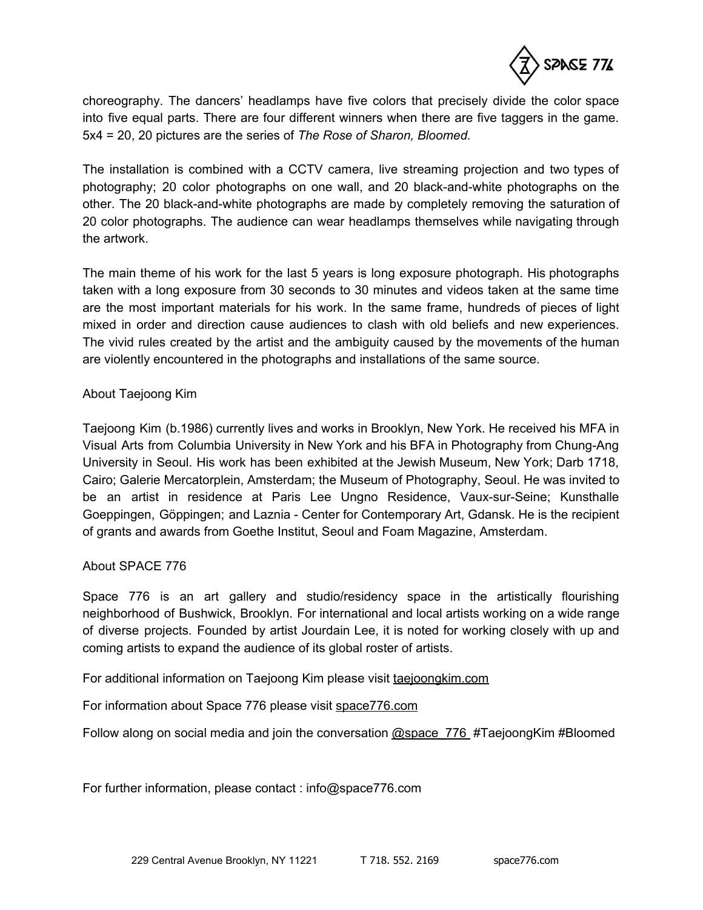choreography. The dancers' headlamps have five colors that precisely divide the color space into five equal parts. There are four different winners when there are five taggers in the game. 5x4 = 20, 20 pictures are the series of *The Rose of Sharon, Bloomed.*

The installation is combined with a CCTV camera, live streaming projection and two types of photography; 20 color photographs on one wall, and 20 black-and-white photographs on the other. The 20 black-and-white photographs are made by completely removing the saturation of 20 color photographs. The audience can wear headlamps themselves while navigating through the artwork.

The main theme of his work for the last 5 years is long exposure photograph. His photographs taken with a long exposure from 30 seconds to 30 minutes and videos taken at the same time are the most important materials for his work. In the same frame, hundreds of pieces of light mixed in order and direction cause audiences to clash with old beliefs and new experiences. The vivid rules created by the artist and the ambiguity caused by the movements of the human are violently encountered in the photographs and installations of the same source.

About Taejoong Kim

Taejoong Kim (b.1986) currently lives and works in Brooklyn, New York. He received his MFA in Visual Arts from Columbia University in New York and his BFA in Photography from Chung-Ang University in Seoul. His work has been exhibited at the Jewish Museum, New York; Darb 1718, Cairo; Galerie Mercatorplein, Amsterdam; the Museum of Photography, Seoul. He was invited to be an artist in residence at Paris Lee Ungno Residence, Vaux-sur-Seine; Kunsthalle Goeppingen, Göppingen; and Laznia - Center for Contemporary Art, Gdansk. He is the recipient of grants and awards from Goethe Institut, Seoul and Foam Magazine, Amsterdam.

About SPACE 776

Space 776 is an art gallery and studio/residency space in the artistically flourishing neighborhood of Bushwick, Brooklyn. For international and local artists working on a wide range of diverse projects. Founded by artist Jourdain Lee, it is noted for working closely with up and coming artists to expand the audience of its global roster of artists.

For additional information on Taejoong Kim please visit taejoongkim.com

For information about Space 776 please visit space776.com

Follow along on social media and join the conversation @space_776 #TaejoongKim #Bloomed

For further information, please contact : info@space776.com